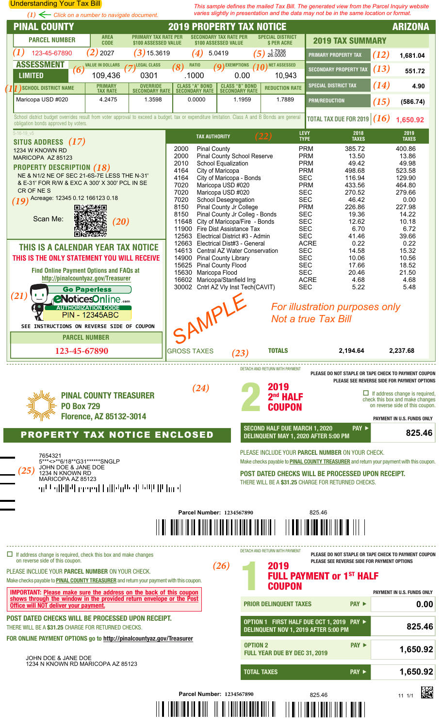Understanding Your Tax Bill

*(1) ← Click on a number to navigate document.*

*This sample defines the mailed Tax Bill. The generated view from the Parcel Inquiry website varies slightly in presentation and the data may not be in the same location or format.*

# PINAL COUNTY — 2019 PROPERTY TAX NOTICE — ARIZONA

| PARCEL NUMBER | AREA CODE | PRIMARY TAX RATE PER $100 ASSESSED VALUE | SECONDARY TAX RATE PER $100 ASSESSED VALUE | SPECIAL DISTRICT $ PER ACRE |
|---|---|---|---|---|
| (1) 123-45-67890 | (2) 2027 | (3) 15.3619 | (4) 5.0419 | (5) 1.7936 / 26.0000 |

| ASSESSMENT LIMITED | VALUE IN DOLLARS | LEGAL CLASS | RATIO | EXEMPTIONS | NET ASSESSED |
|---|---|---|---|---|---|
| | (6) 109,436 | (7) 0301 | (8) .1000 | (9) 0.00 | (10) 10,943 |

| (11) SCHOOL DISTRICT NAME | PRIMARY TAX RATE | OVERRIDE SECONDARY RATE | CLASS "A" BOND SECONDARY RATE | CLASS "B" BOND SECONDARY RATE | REDUCTION RATE |
|---|---|---|---|---|---|
| Maricopa USD #020 | 4.2475 | 1.3598 | 0.0000 | 1.1959 | 1.7889 |

School district budget overrides result from voter approval to exceed a budget, tax or expenditure limitation. Class A and B Bonds are general obligation bonds approved by voters.

## 2019 TAX SUMMARY

| | | |
|---|---|---|
| PRIMARY PROPERTY TAX | (12) | 1,681.04 |
| SECONDARY PROPERTY TAX | (13) | 551.72 |
| SPECIAL DISTRICT TAX | (14) | 4.90 |
| PRM/REDUCTION | (15) | (586.74) |
| TOTAL TAX DUE FOR 2019 | (16) | 1,650.92 |

5-16-19_v5

**SITUS ADDRESS** *(17)*
1234 W KNOWN RD
MARICOPA AZ 85123

**PROPERTY DESCRIPTION** *(18)*
NE & N1/2 NE OF SEC 21-6S-7E LESS THE N-31' & E-31' FOR R/W & EXC A 300' X 300' PCL IN SE CR OF NE S

*(19)* Acreage: 12345 0.12 166123 0.18

Scan Me: *(20)*

| | TAX AUTHORITY (22) | LEVY TYPE | 2018 TAXES | 2019 TAXES |
|---|---|---|---|---|
| 2000 | Pinal County | PRM | 385.72 | 400.86 |
| 2000 | Pinal County School Reserve | PRM | 13.50 | 13.86 |
| 2010 | School Equalization | PRM | 49.42 | 49.98 |
| 4164 | City of Maricopa | PRM | 498.68 | 523.58 |
| 4164 | City of Maricopa - Bonds | SEC | 116.94 | 129.90 |
| 7020 | Maricopa USD #020 | PRM | 433.56 | 464.80 |
| 7020 | Maricopa USD #020 | SEC | 270.52 | 279.66 |
| 7020 | School Desegregation | SEC | 46.42 | 0.00 |
| 8150 | Pinal County Jr College | PRM | 226.86 | 227.98 |
| 8150 | Pinal County Jr Colleg - Bonds | SEC | 19.36 | 14.22 |
| 11648 | City of Maricopa/Fire - Bonds | SEC | 12.62 | 10.18 |
| 11900 | Fire Dist Assistance Tax | SEC | 6.70 | 6.72 |
| 12563 | Electrical District #3 - Admin | SEC | 41.46 | 39.66 |
| 12663 | Electrical Dist#3 - General | ACRE | 0.22 | 0.22 |
| 14613 | Central AZ Water Conservation | SEC | 14.58 | 15.32 |
| 14900 | Pinal County Library | SEC | 10.06 | 10.56 |
| 15625 | Pinal County Flood | SEC | 17.66 | 18.52 |
| 15630 | Maricopa Flood | SEC | 20.46 | 21.50 |
| 16602 | Maricopa/Stanfield Irrg | ACRE | 4.68 | 4.68 |
| 30002 | Cntrl AZ Vly Inst Tech(CAVIT) | SEC | 5.22 | 5.48 |
| GROSS TAXES (23) | | TOTALS | 2,194.64 | 2,237.68 |

*For illustration purposes only*
*Not a true Tax Bill*

SAMPLE

**THIS IS A CALENDAR YEAR TAX NOTICE**
**THIS IS THE ONLY STATEMENT YOU WILL RECEIVE**

**Find Online Payment Options and FAQs at**
**http://pinalcountyaz.gov/Treasurer**

*(21)* **Go Paperless** — eNoticesOnline.com
AUTHORIZATION CODE
PIN - 12345ABC

SEE INSTRUCTIONS ON REVERSE SIDE OF COUPON

**PARCEL NUMBER**
**123-45-67890**

---

DETACH AND RETURN WITH PAYMENT

PLEASE DO NOT STAPLE OR TAPE CHECK TO PAYMENT COUPON
PLEASE SEE REVERSE SIDE FOR PAYMENT OPTIONS

*(24)*

**PINAL COUNTY TREASURER**
**PO Box 729**
**Florence, AZ 85132-3014**

**2 — 2019 2nd HALF COUPON**

☐ If address change is required, check this box and make changes on reverse side of this coupon.

PAYMENT IN U.S. FUNDS ONLY

**PROPERTY TAX NOTICE ENCLOSED**

| | |
|---|---|
| SECOND HALF DUE MARCH 1, 2020 — DELINQUENT MAY 1, 2020 AFTER 5:00 PM — PAY ► | 825.46 |

*(25)*
7654321
5***<>**6/18**G31******SNGLP
JOHN DOE & JANE DOE
1234 N KNOWN RD
MARICOPA AZ 85123

PLEASE INCLUDE YOUR **PARCEL NUMBER** ON YOUR CHECK.
Make checks payable to **PINAL COUNTY TREASURER** and return your payment with this coupon.

**POST DATED CHECKS WILL BE PROCESSED UPON RECEIPT.**
THERE WILL BE A $31.25 CHARGE FOR RETURNED CHECKS.

Parcel Number: 1234567890 825.46

---

☐ If address change is required, check this box and make changes on reverse side of this coupon.

DETACH AND RETURN WITH PAYMENT

PLEASE DO NOT STAPLE OR TAPE CHECK TO PAYMENT COUPON
PLEASE SEE REVERSE SIDE FOR PAYMENT OPTIONS

*(26)*

**1 — 2019 FULL PAYMENT or 1ST HALF COUPON**

PAYMENT IN U.S. FUNDS ONLY

PLEASE INCLUDE YOUR **PARCEL NUMBER** ON YOUR CHECK.
Make checks payable to **PINAL COUNTY TREASURER** and return your payment with this coupon.

**IMPORTANT: Please make sure the address on the back of this coupon shows through the window in the provided return envelope or the Post Office will NOT deliver your payment.**

**POST DATED CHECKS WILL BE PROCESSED UPON RECEIPT.**
THERE WILL BE A **$31.25** CHARGE FOR RETURNED CHECKS.

**FOR ONLINE PAYMENT OPTIONS go to http://pinalcountyaz.gov/Treasurer**

JOHN DOE & JANE DOE
1234 N KNOWN RD MARICOPA AZ 85123

| | |
|---|---|
| PRIOR DELINQUENT TAXES — PAY ► | 0.00 |
| OPTION 1 FIRST HALF DUE OCT 1, 2019 — DELINQUENT NOV 1, 2019 AFTER 5:00 PM — PAY ► | 825.46 |
| OPTION 2 FULL YEAR DUE BY DEC 31, 2019 — PAY ► | 1,650.92 |
| TOTAL TAXES — PAY ► | 1,650.92 |

Parcel Number: 1234567890 825.46 11 1/1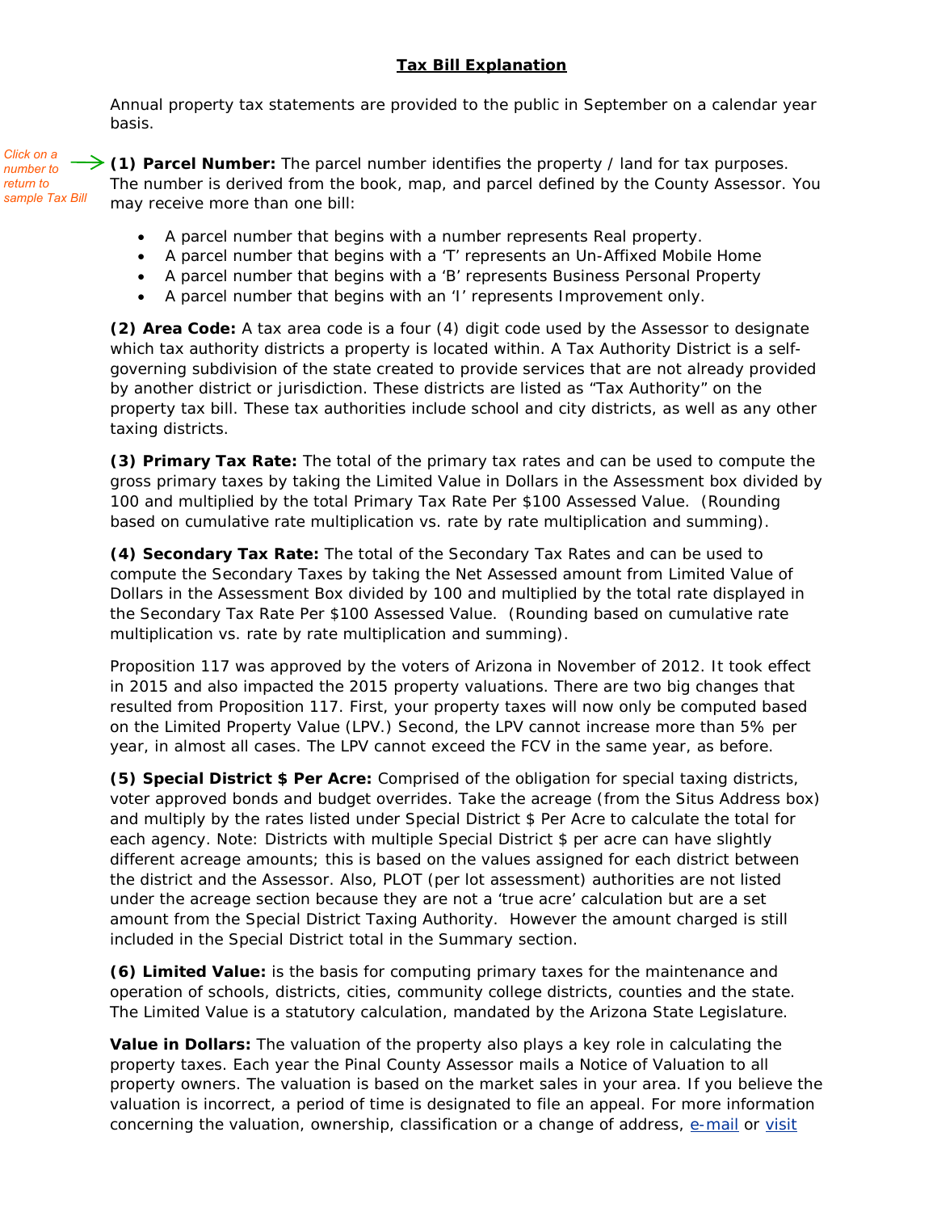# Tax Bill Explanation

Annual property tax statements are provided to the public in September on a calendar year basis.

*Click on a number to return to sample Tax Bill*

**(1) Parcel Number:** The parcel number identifies the property / land for tax purposes. The number is derived from the book, map, and parcel defined by the County Assessor. You may receive more than one bill:

- A parcel number that begins with a number represents Real property.
- A parcel number that begins with a 'T' represents an Un-Affixed Mobile Home
- A parcel number that begins with a 'B' represents Business Personal Property
- A parcel number that begins with an 'I' represents Improvement only.

**(2) Area Code:** A tax area code is a four (4) digit code used by the Assessor to designate which tax authority districts a property is located within. A Tax Authority District is a self-governing subdivision of the state created to provide services that are not already provided by another district or jurisdiction. These districts are listed as "Tax Authority" on the property tax bill. These tax authorities include school and city districts, as well as any other taxing districts.

**(3) Primary Tax Rate:** The total of the primary tax rates and can be used to compute the gross primary taxes by taking the Limited Value in Dollars in the Assessment box divided by 100 and multiplied by the total Primary Tax Rate Per $100 Assessed Value. (Rounding based on cumulative rate multiplication vs. rate by rate multiplication and summing).

**(4) Secondary Tax Rate:** The total of the Secondary Tax Rates and can be used to compute the Secondary Taxes by taking the Net Assessed amount from Limited Value of Dollars in the Assessment Box divided by 100 and multiplied by the total rate displayed in the Secondary Tax Rate Per $100 Assessed Value. (Rounding based on cumulative rate multiplication vs. rate by rate multiplication and summing).

Proposition 117 was approved by the voters of Arizona in November of 2012. It took effect in 2015 and also impacted the 2015 property valuations. There are two big changes that resulted from Proposition 117. First, your property taxes will now only be computed based on the Limited Property Value (LPV.) Second, the LPV cannot increase more than 5% per year, in almost all cases. The LPV cannot exceed the FCV in the same year, as before.

**(5) Special District $ Per Acre:** Comprised of the obligation for special taxing districts, voter approved bonds and budget overrides. Take the acreage (from the Situs Address box) and multiply by the rates listed under Special District $ Per Acre to calculate the total for each agency. Note: Districts with multiple Special District $ per acre can have slightly different acreage amounts; this is based on the values assigned for each district between the district and the Assessor. Also, PLOT (per lot assessment) authorities are not listed under the acreage section because they are not a 'true acre' calculation but are a set amount from the Special District Taxing Authority. However the amount charged is still included in the Special District total in the Summary section.

**(6) Limited Value:** is the basis for computing primary taxes for the maintenance and operation of schools, districts, cities, community college districts, counties and the state. The Limited Value is a statutory calculation, mandated by the Arizona State Legislature.

**Value in Dollars:** The valuation of the property also plays a key role in calculating the property taxes. Each year the Pinal County Assessor mails a Notice of Valuation to all property owners. The valuation is based on the market sales in your area. If you believe the valuation is incorrect, a period of time is designated to file an appeal. For more information concerning the valuation, ownership, classification or a change of address, e-mail or visit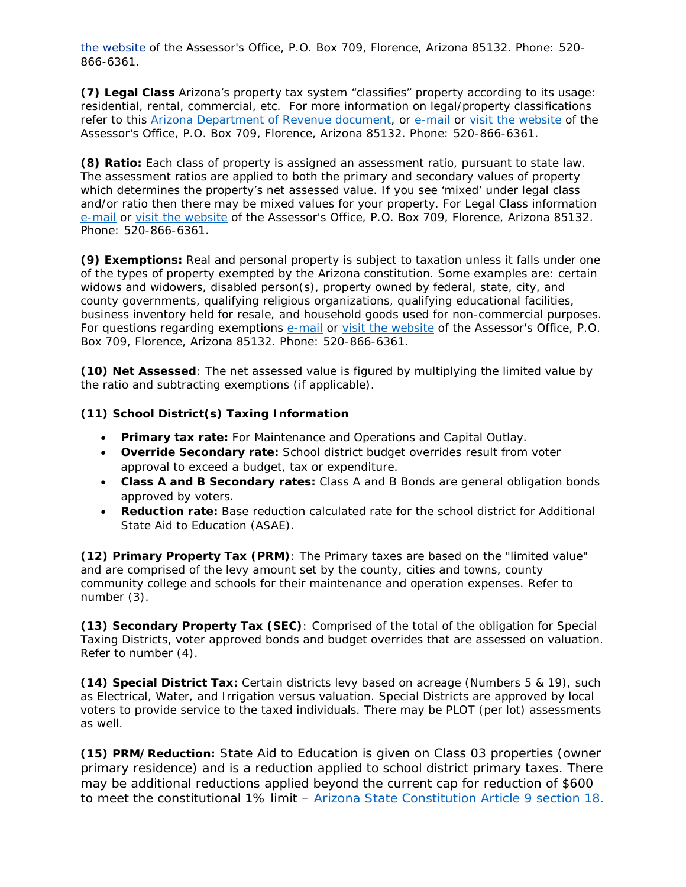the website of the Assessor's Office, P.O. Box 709, Florence, Arizona 85132. Phone: 520-866-6361.

**(7) Legal Class** Arizona's property tax system "classifies" property according to its usage: residential, rental, commercial, etc. For more information on legal/property classifications refer to this Arizona Department of Revenue document, or e-mail or visit the website of the Assessor's Office, P.O. Box 709, Florence, Arizona 85132. Phone: 520-866-6361.

**(8) Ratio:** Each class of property is assigned an assessment ratio, pursuant to state law. The assessment ratios are applied to both the primary and secondary values of property which determines the property's net assessed value. If you see 'mixed' under legal class and/or ratio then there may be mixed values for your property. For Legal Class information e-mail or visit the website of the Assessor's Office, P.O. Box 709, Florence, Arizona 85132. Phone: 520-866-6361.

**(9) Exemptions:** Real and personal property is subject to taxation unless it falls under one of the types of property exempted by the Arizona constitution. Some examples are: certain widows and widowers, disabled person(s), property owned by federal, state, city, and county governments, qualifying religious organizations, qualifying educational facilities, business inventory held for resale, and household goods used for non-commercial purposes. For questions regarding exemptions e-mail or visit the website of the Assessor's Office, P.O. Box 709, Florence, Arizona 85132. Phone: 520-866-6361.

**(10) Net Assessed**: The net assessed value is figured by multiplying the limited value by the ratio and subtracting exemptions (if applicable).

**(11) School District(s) Taxing Information**

- **Primary tax rate:** For Maintenance and Operations and Capital Outlay.
- **Override Secondary rate:** School district budget overrides result from voter approval to exceed a budget, tax or expenditure.
- **Class A and B Secondary rates:** Class A and B Bonds are general obligation bonds approved by voters.
- **Reduction rate:** Base reduction calculated rate for the school district for Additional State Aid to Education (ASAE).

**(12) Primary Property Tax (PRM)**: The Primary taxes are based on the "limited value" and are comprised of the levy amount set by the county, cities and towns, county community college and schools for their maintenance and operation expenses. Refer to number (3).

**(13) Secondary Property Tax (SEC)**: Comprised of the total of the obligation for Special Taxing Districts, voter approved bonds and budget overrides that are assessed on valuation. Refer to number (4).

**(14) Special District Tax:** Certain districts levy based on acreage (Numbers 5 & 19), such as Electrical, Water, and Irrigation versus valuation. Special Districts are approved by local voters to provide service to the taxed individuals. There may be PLOT (per lot) assessments as well.

**(15) PRM/Reduction:** State Aid to Education is given on Class 03 properties (owner primary residence) and is a reduction applied to school district primary taxes. There may be additional reductions applied beyond the current cap for reduction of $600 to meet the constitutional 1% limit – Arizona State Constitution Article 9 section 18.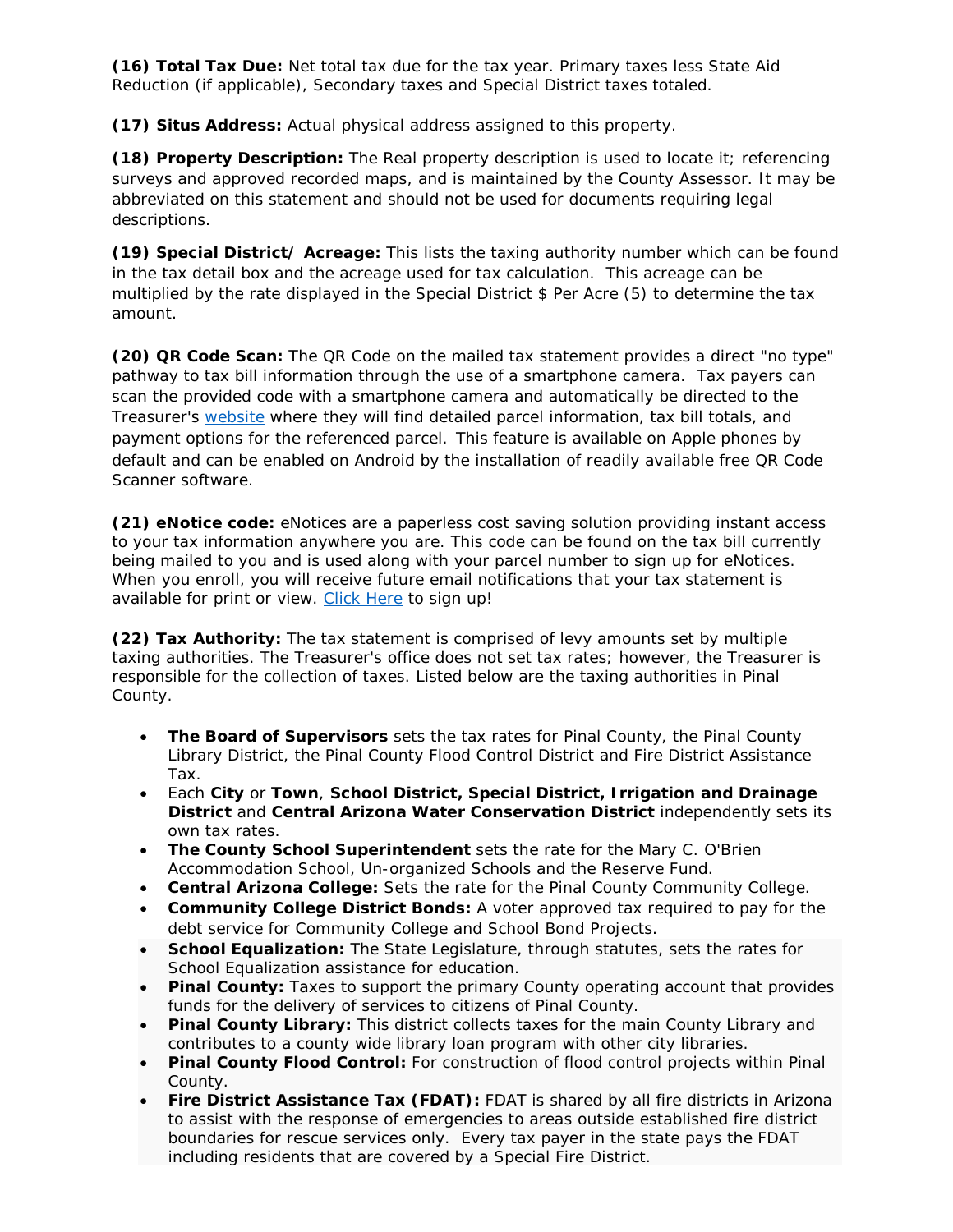**(16) Total Tax Due:** Net total tax due for the tax year. Primary taxes less State Aid Reduction (if applicable), Secondary taxes and Special District taxes totaled.

**(17) Situs Address:** Actual physical address assigned to this property.

**(18) Property Description:** The Real property description is used to locate it; referencing surveys and approved recorded maps, and is maintained by the County Assessor. It may be abbreviated on this statement and should not be used for documents requiring legal descriptions.

**(19) Special District/ Acreage:** This lists the taxing authority number which can be found in the tax detail box and the acreage used for tax calculation. This acreage can be multiplied by the rate displayed in the Special District $ Per Acre (5) to determine the tax amount.

**(20) QR Code Scan:** The QR Code on the mailed tax statement provides a direct "no type" pathway to tax bill information through the use of a smartphone camera. Tax payers can scan the provided code with a smartphone camera and automatically be directed to the Treasurer's website where they will find detailed parcel information, tax bill totals, and payment options for the referenced parcel. This feature is available on Apple phones by default and can be enabled on Android by the installation of readily available free QR Code Scanner software.

**(21) eNotice code:** eNotices are a paperless cost saving solution providing instant access to your tax information anywhere you are. This code can be found on the tax bill currently being mailed to you and is used along with your parcel number to sign up for eNotices. When you enroll, you will receive future email notifications that your tax statement is available for print or view. Click Here to sign up!

**(22) Tax Authority:** The tax statement is comprised of levy amounts set by multiple taxing authorities. The Treasurer's office does not set tax rates; however, the Treasurer is responsible for the collection of taxes. Listed below are the taxing authorities in Pinal County.

- **The Board of Supervisors** sets the tax rates for Pinal County, the Pinal County Library District, the Pinal County Flood Control District and Fire District Assistance Tax.
- Each **City** or **Town**, **School District, Special District, Irrigation and Drainage District** and **Central Arizona Water Conservation District** independently sets its own tax rates.
- **The County School Superintendent** sets the rate for the Mary C. O'Brien Accommodation School, Un-organized Schools and the Reserve Fund.
- **Central Arizona College:** Sets the rate for the Pinal County Community College.
- **Community College District Bonds:** A voter approved tax required to pay for the debt service for Community College and School Bond Projects.
- **School Equalization:** The State Legislature, through statutes, sets the rates for School Equalization assistance for education.
- **Pinal County:** Taxes to support the primary County operating account that provides funds for the delivery of services to citizens of Pinal County.
- **Pinal County Library:** This district collects taxes for the main County Library and contributes to a county wide library loan program with other city libraries.
- **Pinal County Flood Control:** For construction of flood control projects within Pinal County.
- **Fire District Assistance Tax (FDAT):** FDAT is shared by all fire districts in Arizona to assist with the response of emergencies to areas outside established fire district boundaries for rescue services only. Every tax payer in the state pays the FDAT including residents that are covered by a Special Fire District.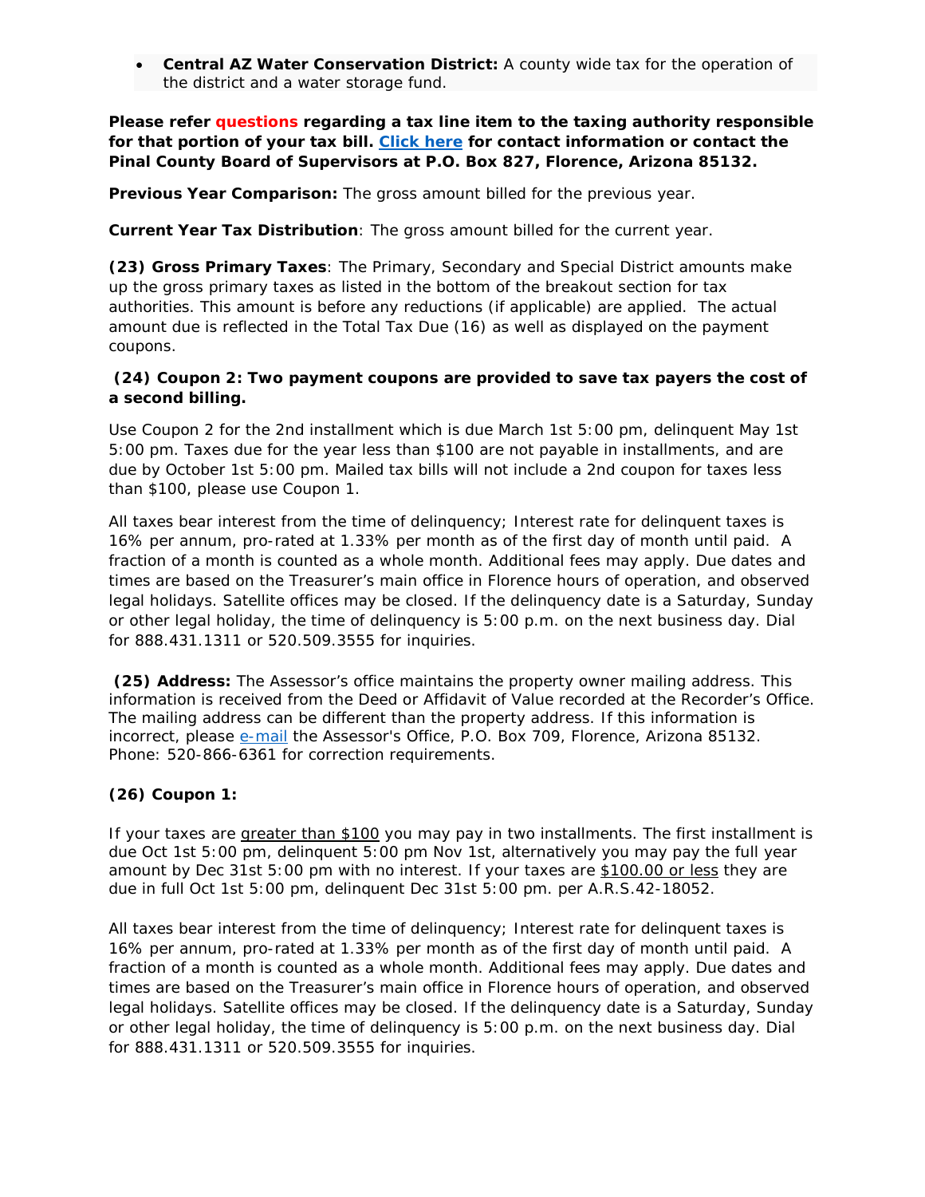- **Central AZ Water Conservation District:** A county wide tax for the operation of the district and a water storage fund.

**Please refer questions regarding a tax line item to the taxing authority responsible for that portion of your tax bill. Click here for contact information or contact the Pinal County Board of Supervisors at P.O. Box 827, Florence, Arizona 85132.**

**Previous Year Comparison:** The gross amount billed for the previous year.

**Current Year Tax Distribution**: The gross amount billed for the current year.

**(23) Gross Primary Taxes**: The Primary, Secondary and Special District amounts make up the gross primary taxes as listed in the bottom of the breakout section for tax authorities. This amount is before any reductions (if applicable) are applied. The actual amount due is reflected in the Total Tax Due (16) as well as displayed on the payment coupons.

**(24) Coupon 2: Two payment coupons are provided to save tax payers the cost of a second billing.**

Use Coupon 2 for the 2nd installment which is due March 1st 5:00 pm, delinquent May 1st 5:00 pm. Taxes due for the year less than $100 are not payable in installments, and are due by October 1st 5:00 pm. Mailed tax bills will not include a 2nd coupon for taxes less than $100, please use Coupon 1.

All taxes bear interest from the time of delinquency; Interest rate for delinquent taxes is 16% per annum, pro-rated at 1.33% per month as of the first day of month until paid. A fraction of a month is counted as a whole month. Additional fees may apply. Due dates and times are based on the Treasurer's main office in Florence hours of operation, and observed legal holidays. Satellite offices may be closed. If the delinquency date is a Saturday, Sunday or other legal holiday, the time of delinquency is 5:00 p.m. on the next business day. Dial for 888.431.1311 or 520.509.3555 for inquiries.

**(25) Address:** The Assessor's office maintains the property owner mailing address. This information is received from the Deed or Affidavit of Value recorded at the Recorder's Office. The mailing address can be different than the property address. If this information is incorrect, please e-mail the Assessor's Office, P.O. Box 709, Florence, Arizona 85132. Phone: 520-866-6361 for correction requirements.

**(26) Coupon 1:**

If your taxes are greater than $100 you may pay in two installments. The first installment is due Oct 1st 5:00 pm, delinquent 5:00 pm Nov 1st, alternatively you may pay the full year amount by Dec 31st 5:00 pm with no interest. If your taxes are $100.00 or less they are due in full Oct 1st 5:00 pm, delinquent Dec 31st 5:00 pm. per A.R.S.42-18052.

All taxes bear interest from the time of delinquency; Interest rate for delinquent taxes is 16% per annum, pro-rated at 1.33% per month as of the first day of month until paid. A fraction of a month is counted as a whole month. Additional fees may apply. Due dates and times are based on the Treasurer's main office in Florence hours of operation, and observed legal holidays. Satellite offices may be closed. If the delinquency date is a Saturday, Sunday or other legal holiday, the time of delinquency is 5:00 p.m. on the next business day. Dial for 888.431.1311 or 520.509.3555 for inquiries.